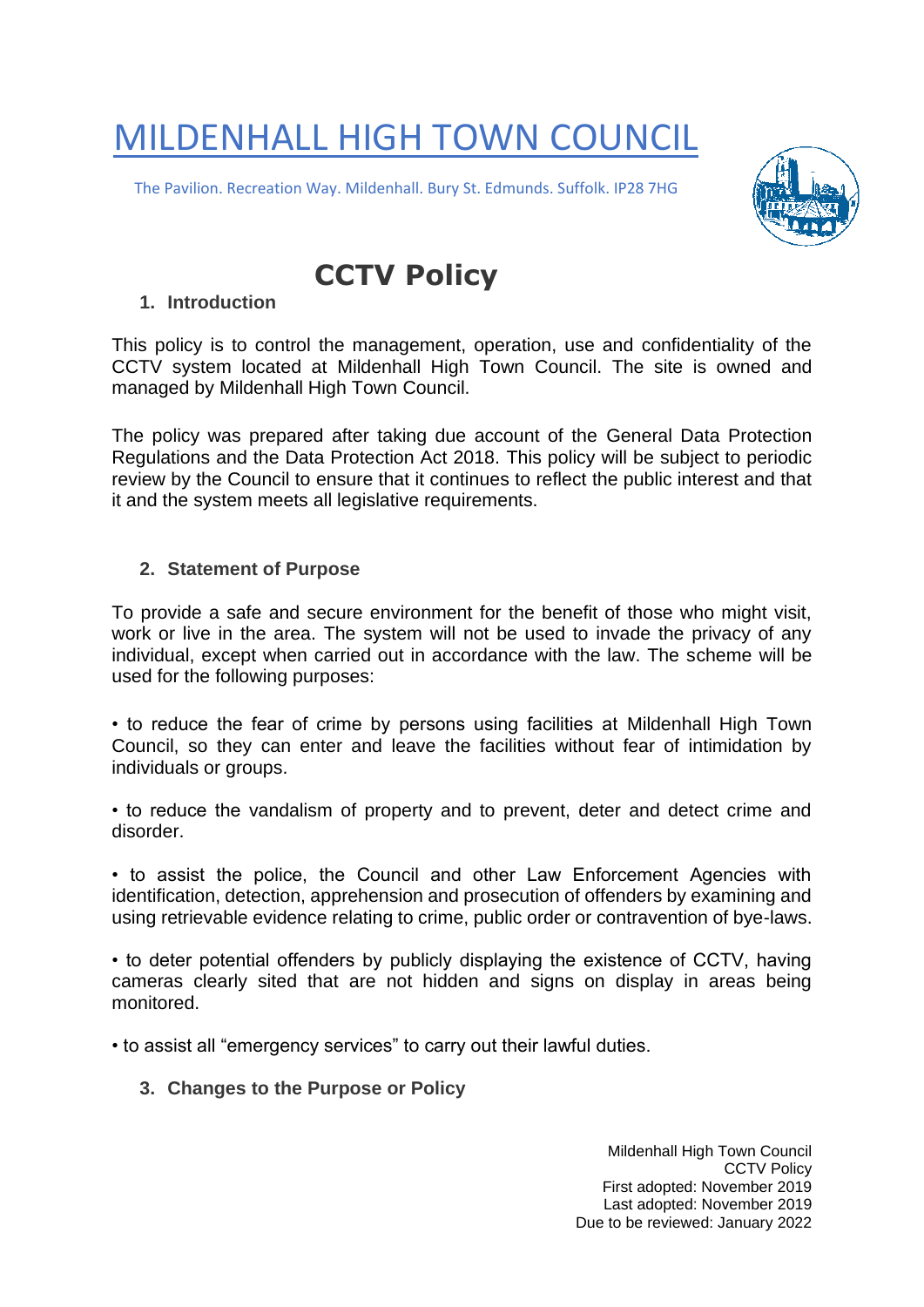# MILDENHALL HIGH TOWN COUNCIL

The Pavilion. Recreation Way. Mildenhall. Bury St. Edmunds. Suffolk. IP28 7HG

## CCTV Policy

### 1. Introduction

This policy is to control the management, operation, use and confidentiality of the CCTV system located at Mildenhall High Town Council. The site is owned and managed by Mildenhall High Town Council.

The policy was prepared after taking due account of the General Data Protection Regulations and the Data Protection Act 2018. This policy will be subject to periodic review by the Council to ensure that it continues to reflect the public interest and that it and the system meets all legislative requirements.

### 2. Statement of Purpose

To provide a safe and secure environment for the benefit of those who might visit, work or live in the area. The system will not be used to invade the privacy of any individual, except when carried out in accordance with the law. The scheme will be used for the following purposes:

• to reduce the fear of crime by persons using facilities at Mildenhall High Town Council, so they can enter and leave the facilities without fear of intimidation by individuals or groups.

• to reduce the vandalism of property and to prevent, deter and detect crime and disorder.

• to assist the police, the Council and other Law Enforcement Agencies with identification, detection, apprehension and prosecution of offenders by examining and using retrievable evidence relating to crime, public order or contravention of bye-laws.

• to deter potential offenders by publicly displaying the existence of CCTV, having cameras clearly sited that are not hidden and signs on display in areas being monitored.

• to assist all "emergency services" to carry out their lawful duties.

### 3. Changes to the Purpose or Policy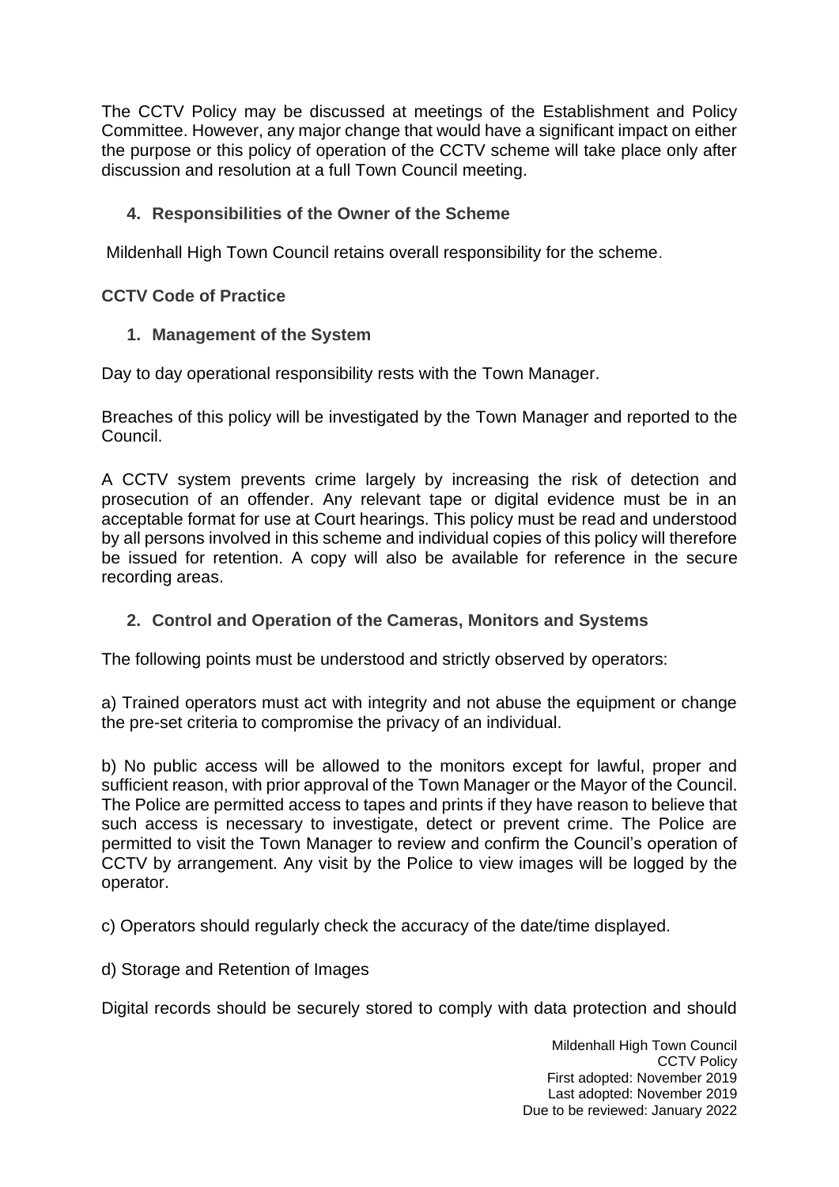The CCTV Policy may be discussed at meetings of the Establishment and Policy Committee. However, any major change that would have a significant impact on either the purpose or this policy of operation of the CCTV scheme will take place only after discussion and resolution at a full Town Council meeting.

### 4. Responsibilities of the Owner of the Scheme

Mildenhall High Town Council retains overall responsibility for the scheme.

## CCTV Code of Practice

### 1. Management of the System

Day to day operational responsibility rests with the Town Manager.

Breaches of this policy will be investigated by the Town Manager and reported to the Council.

A CCTV system prevents crime largely by increasing the risk of detection and prosecution of an offender. Any relevant tape or digital evidence must be in an acceptable format for use at Court hearings. This policy must be read and understood by all persons involved in this scheme and individual copies of this policy will therefore be issued for retention. A copy will also be available for reference in the secure recording areas.

### 2. Control and Operation of the Cameras, Monitors and Systems

The following points must be understood and strictly observed by operators:

a) Trained operators must act with integrity and not abuse the equipment or change the pre-set criteria to compromise the privacy of an individual.

b) No public access will be allowed to the monitors except for lawful, proper and sufficient reason, with prior approval of the Town Manager or the Mayor of the Council. The Police are permitted access to tapes and prints if they have reason to believe that such access is necessary to investigate, detect or prevent crime. The Police are permitted to visit the Town Manager to review and confirm the Council's operation of CCTV by arrangement. Any visit by the Police to view images will be logged by the operator.

c) Operators should regularly check the accuracy of the date/time displayed.

d) Storage and Retention of Images

Digital records should be securely stored to comply with data protection and should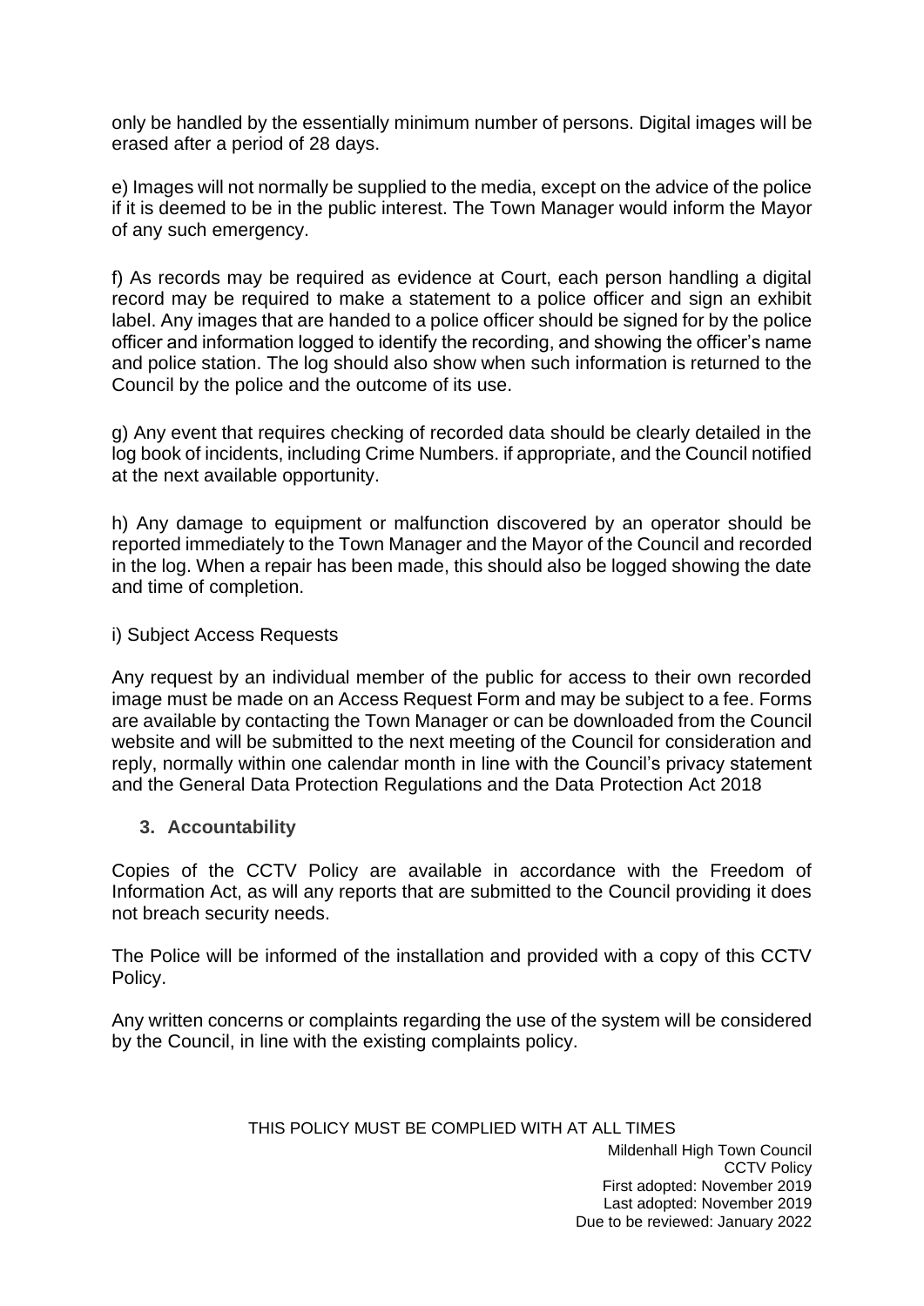only be handled by the essentially minimum number of persons. Digital images will be erased after a period of 28 days.

e) Images will not normally be supplied to the media, except on the advice of the police if it is deemed to be in the public interest. The Town Manager would inform the Mayor of any such emergency.

f) As records may be required as evidence at Court, each person handling a digital record may be required to make a statement to a police officer and sign an exhibit label. Any images that are handed to a police officer should be signed for by the police officer and information logged to identify the recording, and showing the officer's name and police station. The log should also show when such information is returned to the Council by the police and the outcome of its use.

g) Any event that requires checking of recorded data should be clearly detailed in the log book of incidents, including Crime Numbers. if appropriate, and the Council notified at the next available opportunity.

h) Any damage to equipment or malfunction discovered by an operator should be reported immediately to the Town Manager and the Mayor of the Council and recorded in the log. When a repair has been made, this should also be logged showing the date and time of completion.

i) Subject Access Requests

Any request by an individual member of the public for access to their own recorded image must be made on an Access Request Form and may be subject to a fee. Forms are available by contacting the Town Manager or can be downloaded from the Council website and will be submitted to the next meeting of the Council for consideration and reply, normally within one calendar month in line with the Council's privacy statement and the General Data Protection Regulations and the Data Protection Act 2018

## 3. Accountability

Copies of the CCTV Policy are available in accordance with the Freedom of Information Act, as will any reports that are submitted to the Council providing it does not breach security needs.

The Police will be informed of the installation and provided with a copy of this CCTV Policy.

Any written concerns or complaints regarding the use of the system will be considered by the Council, in line with the existing complaints policy.

THIS POLICY MUST BE COMPLIED WITH AT ALL TIMES

Mildenhall High Town Council
CCTV Policy
First adopted: November 2019
Last adopted: November 2019
Due to be reviewed: January 2022